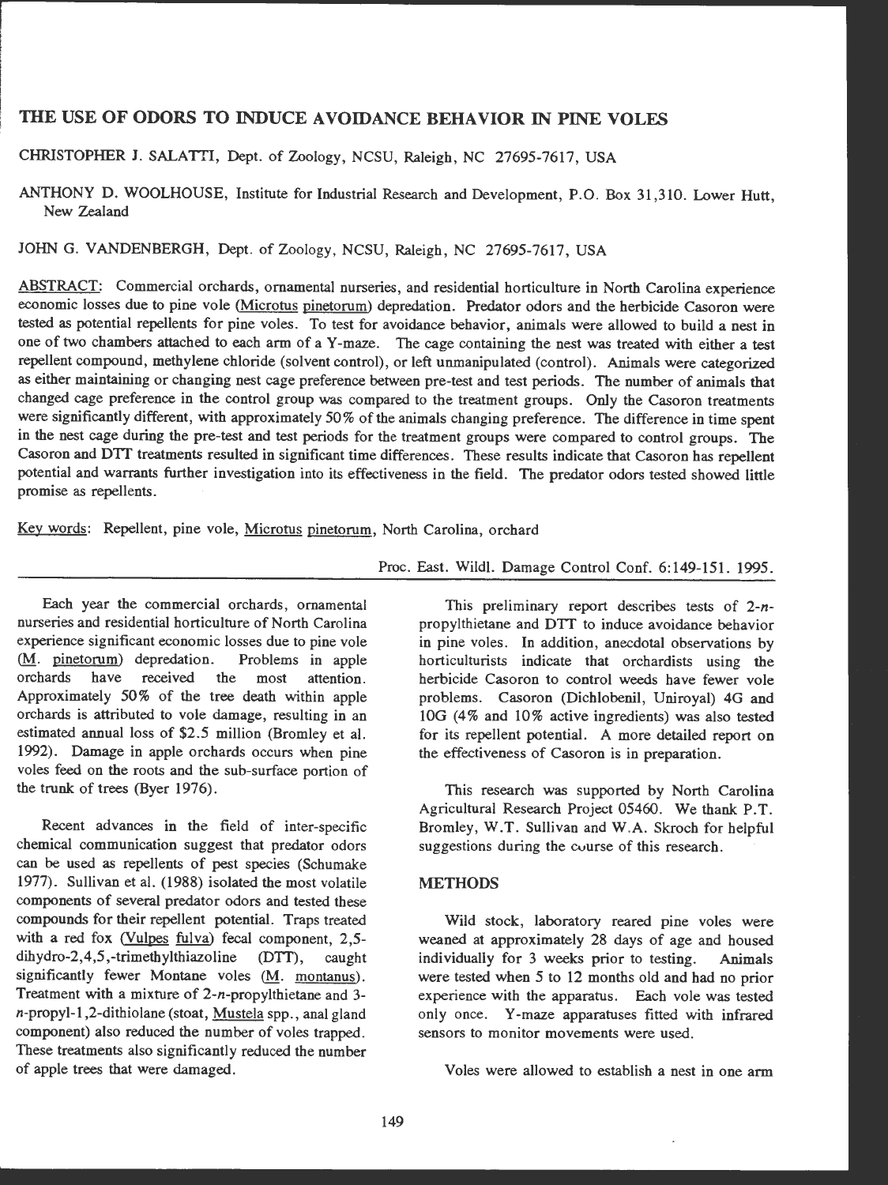# THE USE OF ODORS TO INDUCE AVOIDANCE BEHAVIOR IN PINE VOLES

CHRISTOPHER J. SALATTI, Dept. of Zoology, NCSU, Raleigh, NC 27695-7617, USA

ANTHONY D. WOOLHOUSE, Institute for Industrial Research and Development, P.O. Box 31,310. Lower Hutt, New Zealand

JOHN G. VANDENBERGH, Dept. of Zoology, NCSU, Raleigh, NC 27695-7617, USA

ABSTRACT: Commercial orchards, ornamental nurseries, and residential horticulture in North Carolina experience economic losses due to pine vole (Microtus pinetorum) depredation. Predator odors and the herbicide Casoron were tested as potential repellents for pine voles. To test for avoidance behavior, animals were allowed to build a nest in one of two chambers attached to each arm of a Y-maze. The cage containing the nest was treated with either a test repellent compound, methylene chloride (solvent control), or left unmanipulated (control). Animals were categorized as either maintaining or changing nest cage preference between pre-test and test periods. The number of animals that changed cage preference in the control group was compared to the treatment groups. Only the Casoron treatments were significantly different, with approximately 50% of the animals changing preference. The difference in time spent in the nest cage during the pre-test and test periods for the treatment groups were compared to control groups. The Casoron and DTT treatments resulted in significant time differences. These results indicate that Casoron has repellent potential and warrants further investigation into its effectiveness in the field. The predator odors tested showed little promise as repellents.

Key words: Repellent, pine vole, Microtus pinetorum, North Carolina, orchard

Proc. East. Wildl. Damage Control Conf. 6:149-151. 1995.

Each year the commercial orchards, ornamental nurseries and residential horticulture of North Carolina experience significant economic losses due to pine vole (M. pinetorum) depredation. Problems in apple orchards have received the most attention. Approximately 50% of the tree death within apple orchards is attributed to vole damage, resulting in an estimated annual loss of $2.5 million (Bromley et al. 1992). Damage in apple orchards occurs when pine voles feed on the roots and the sub-surface portion of the trunk of trees (Byer 1976).

Recent advances in the field of inter-specific chemical communication suggest that predator odors can be used as repellents of pest species (Schumake 1977). Sullivan et al. (1988) isolated the most volatile components of several predator odors and tested these compounds for their repellent potential. Traps treated with a red fox (Vulpes fulva) fecal component, 2,5-dihydro-2,4,5,-trimethylthiazoline (DTT), caught significantly fewer Montane voles (M. montanus). Treatment with a mixture of 2-*n*-propylthietane and 3-*n*-propyl-1,2-dithiolane (stoat, Mustela spp., anal gland component) also reduced the number of voles trapped. These treatments also significantly reduced the number of apple trees that were damaged.

This preliminary report describes tests of 2-*n*-propylthietane and DTT to induce avoidance behavior in pine voles. In addition, anecdotal observations by horticulturists indicate that orchardists using the herbicide Casoron to control weeds have fewer vole problems. Casoron (Dichlobenil, Uniroyal) 4G and 10G (4% and 10% active ingredients) was also tested for its repellent potential. A more detailed report on the effectiveness of Casoron is in preparation.

This research was supported by North Carolina Agricultural Research Project 05460. We thank P.T. Bromley, W.T. Sullivan and W.A. Skroch for helpful suggestions during the course of this research.

## METHODS

Wild stock, laboratory reared pine voles were weaned at approximately 28 days of age and housed individually for 3 weeks prior to testing. Animals were tested when 5 to 12 months old and had no prior experience with the apparatus. Each vole was tested only once. Y-maze apparatuses fitted with infrared sensors to monitor movements were used.

Voles were allowed to establish a nest in one arm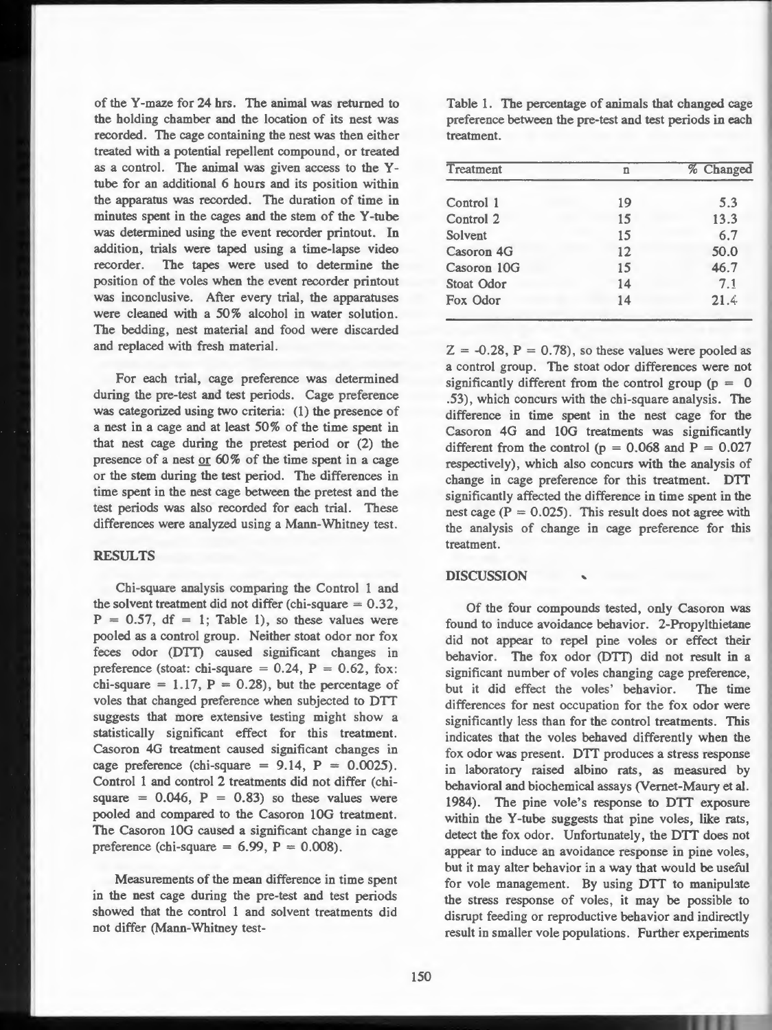of the Y-maze for 24 hrs. The animal was returned to the holding chamber and the location of its nest was recorded. The cage containing the nest was then either treated with a potential repellent compound, or treated as a control. The animal was given access to the Y-tube for an additional 6 hours and its position within the apparatus was recorded. The duration of time in minutes spent in the cages and the stem of the Y-tube was determined using the event recorder printout. In addition, trials were taped using a time-lapse video recorder. The tapes were used to determine the position of the voles when the event recorder printout was inconclusive. After every trial, the apparatuses were cleaned with a 50% alcohol in water solution. The bedding, nest material and food were discarded and replaced with fresh material.

For each trial, cage preference was determined during the pre-test and test periods. Cage preference was categorized using two criteria: (1) the presence of a nest in a cage and at least 50% of the time spent in that nest cage during the pretest period or (2) the presence of a nest or 60% of the time spent in a cage or the stem during the test period. The differences in time spent in the nest cage between the pretest and the test periods was also recorded for each trial. These differences were analyzed using a Mann-Whitney test.

## RESULTS

Chi-square analysis comparing the Control 1 and the solvent treatment did not differ (chi-square = 0.32, $P = 0.57$, df = 1; Table 1), so these values were pooled as a control group. Neither stoat odor nor fox feces odor (DTT) caused significant changes in preference (stoat: chi-square = 0.24, $P = 0.62$, fox: chi-square = 1.17, $P = 0.28$), but the percentage of voles that changed preference when subjected to DTT suggests that more extensive testing might show a statistically significant effect for this treatment. Casoron 4G treatment caused significant changes in cage preference (chi-square = 9.14, $P = 0.0025$). Control 1 and control 2 treatments did not differ (chi-square = 0.046, $P = 0.83$) so these values were pooled and compared to the Casoron 10G treatment. The Casoron 10G caused a significant change in cage preference (chi-square = 6.99, $P = 0.008$).

Measurements of the mean difference in time spent in the nest cage during the pre-test and test periods showed that the control 1 and solvent treatments did not differ (Mann-Whitney test-

Table 1. The percentage of animals that changed cage preference between the pre-test and test periods in each treatment.

| Treatment | n | % Changed |
|---|---|---|
| Control 1 | 19 | 5.3 |
| Control 2 | 15 | 13.3 |
| Solvent | 15 | 6.7 |
| Casoron 4G | 12 | 50.0 |
| Casoron 10G | 15 | 46.7 |
| Stoat Odor | 14 | 7.1 |
| Fox Odor | 14 | 21.4 |

$Z = -0.28$, $P = 0.78$), so these values were pooled as a control group. The stoat odor differences were not significantly different from the control group ($p = 0$ .53), which concurs with the chi-square analysis. The difference in time spent in the nest cage for the Casoron 4G and 10G treatments was significantly different from the control ($p = 0.068$ and $P = 0.027$ respectively), which also concurs with the analysis of change in cage preference for this treatment. DTT significantly affected the difference in time spent in the nest cage ($P = 0.025$). This result does not agree with the analysis of change in cage preference for this treatment.

## DISCUSSION

Of the four compounds tested, only Casoron was found to induce avoidance behavior. 2-Propylthietane did not appear to repel pine voles or effect their behavior. The fox odor (DTT) did not result in a significant number of voles changing cage preference, but it did effect the voles' behavior. The time differences for nest occupation for the fox odor were significantly less than for the control treatments. This indicates that the voles behaved differently when the fox odor was present. DTT produces a stress response in laboratory raised albino rats, as measured by behavioral and biochemical assays (Vernet-Maury et al. 1984). The pine vole's response to DTT exposure within the Y-tube suggests that pine voles, like rats, detect the fox odor. Unfortunately, the DTT does not appear to induce an avoidance response in pine voles, but it may alter behavior in a way that would be useful for vole management. By using DTT to manipulate the stress response of voles, it may be possible to disrupt feeding or reproductive behavior and indirectly result in smaller vole populations. Further experiments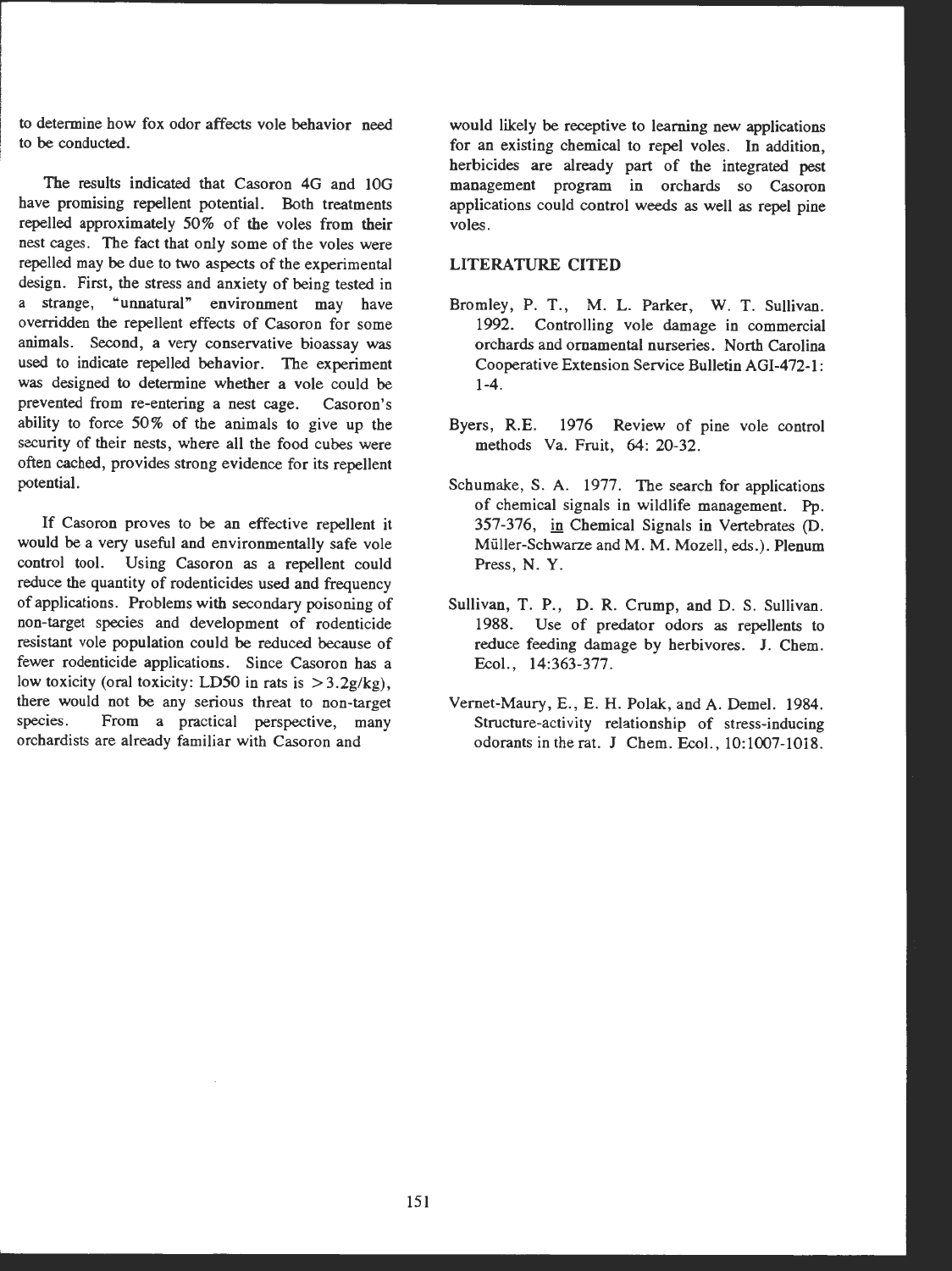to determine how fox odor affects vole behavior need to be conducted.

The results indicated that Casoron 4G and 10G have promising repellent potential. Both treatments repelled approximately 50% of the voles from their nest cages. The fact that only some of the voles were repelled may be due to two aspects of the experimental design. First, the stress and anxiety of being tested in a strange, "unnatural" environment may have overridden the repellent effects of Casoron for some animals. Second, a very conservative bioassay was used to indicate repelled behavior. The experiment was designed to determine whether a vole could be prevented from re-entering a nest cage. Casoron's ability to force 50% of the animals to give up the security of their nests, where all the food cubes were often cached, provides strong evidence for its repellent potential.

If Casoron proves to be an effective repellent it would be a very useful and environmentally safe vole control tool. Using Casoron as a repellent could reduce the quantity of rodenticides used and frequency of applications. Problems with secondary poisoning of non-target species and development of rodenticide resistant vole population could be reduced because of fewer rodenticide applications. Since Casoron has a low toxicity (oral toxicity: LD50 in rats is >3.2g/kg), there would not be any serious threat to non-target species. From a practical perspective, many orchardists are already familiar with Casoron and would likely be receptive to learning new applications for an existing chemical to repel voles. In addition, herbicides are already part of the integrated pest management program in orchards so Casoron applications could control weeds as well as repel pine voles.

## LITERATURE CITED

Bromley, P. T., M. L. Parker, W. T. Sullivan. 1992. Controlling vole damage in commercial orchards and ornamental nurseries. North Carolina Cooperative Extension Service Bulletin AGI-472-1: 1-4.

Byers, R.E. 1976 Review of pine vole control methods Va. Fruit, 64: 20-32.

Schumake, S. A. 1977. The search for applications of chemical signals in wildlife management. Pp. 357-376, in Chemical Signals in Vertebrates (D. Müller-Schwarze and M. M. Mozell, eds.). Plenum Press, N. Y.

Sullivan, T. P., D. R. Crump, and D. S. Sullivan. 1988. Use of predator odors as repellents to reduce feeding damage by herbivores. J. Chem. Ecol., 14:363-377.

Vernet-Maury, E., E. H. Polak, and A. Demel. 1984. Structure-activity relationship of stress-inducing odorants in the rat. J Chem. Ecol., 10:1007-1018.